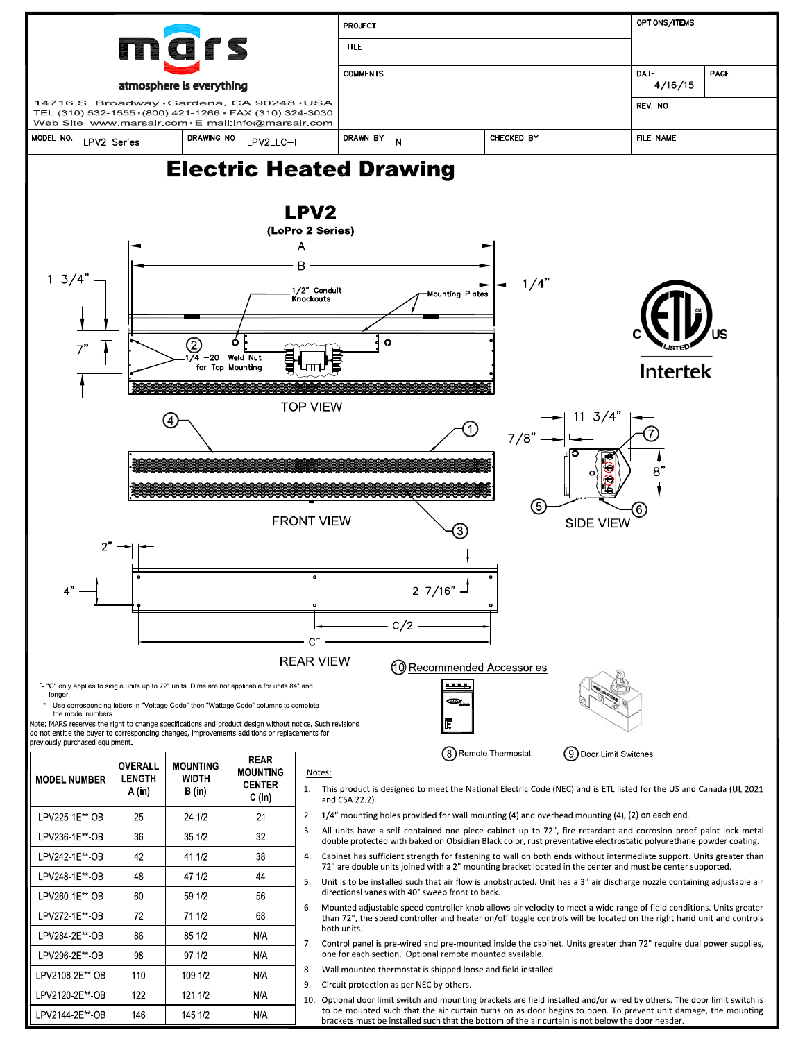**mars**
atmosphere is everything

14716 S. Broadway · Gardena, CA 90248 · USA
TEL:(310) 532-1555 · (800) 421-1266 · FAX:(310) 324-3030
Web Site: www.marsair.com · E-mail:info@marsair.com

| MODEL NO. | DRAWING NO | DRAWN BY | CHECKED BY | FILE NAME |
|---|---|---|---|---|
| LPV2 Series | LPV2ELC–F | NT | | |

PROJECT
TITLE
COMMENTS
OPTIONS/ITEMS
DATE: 4/16/15
PAGE
REV. NO

# Electric Heated Drawing

## LPV2
**(LoPro 2 Series)**

A
B
1 3/4"
1/4"
7"
1/2" Conduit Knockouts
Mounting Plates
② 1/4 -20 Weld Nut for Top Mounting

TOP VIEW

④ ①
FRONT VIEW
③

11 3/4"
7/8"
⑦
8"
⑤ ⑥
SIDE VIEW

2"
4"
2 7/16"
C/2
C˜
REAR VIEW

⑩ Recommended Accessories

⑧ Remote Thermostat
⑨ Door Limit Switches

Intertek

˜- "C" only applies to single units up to 72" units. Dims are not applicable for units 84" and longer.

*- Use corresponding letters in "Voltage Code" then "Wattage Code" columns to complete the model numbers.

Note: MARS reserves the right to change specifications and product design without notice. Such revisions do not entitle the buyer to corresponding changes, improvements additions or replacements for previously purchased equipment.

| MODEL NUMBER | OVERALL LENGTH A (in) | MOUNTING WIDTH B (in) | REAR MOUNTING CENTER C (in) |
|---|---|---|---|
| LPV225-1E**-OB | 25 | 24 1/2 | 21 |
| LPV236-1E**-OB | 36 | 35 1/2 | 32 |
| LPV242-1E**-OB | 42 | 41 1/2 | 38 |
| LPV248-1E**-OB | 48 | 47 1/2 | 44 |
| LPV260-1E**-OB | 60 | 59 1/2 | 56 |
| LPV272-1E**-OB | 72 | 71 1/2 | 68 |
| LPV284-2E**-OB | 86 | 85 1/2 | N/A |
| LPV296-2E**-OB | 98 | 97 1/2 | N/A |
| LPV2108-2E**-OB | 110 | 109 1/2 | N/A |
| LPV2120-2E**-OB | 122 | 121 1/2 | N/A |
| LPV2144-2E**-OB | 146 | 145 1/2 | N/A |

Notes:

1. This product is designed to meet the National Electric Code (NEC) and is ETL listed for the US and Canada (UL 2021 and CSA 22.2).
2. 1/4" mounting holes provided for wall mounting (4) and overhead mounting (4), (2) on each end.
3. All units have a self contained one piece cabinet up to 72", fire retardant and corrosion proof paint lock metal double protected with baked on Obsidian Black color, rust preventative electrostatic polyurethane powder coating.
4. Cabinet has sufficient strength for fastening to wall on both ends without intermediate support. Units greater than 72" are double units joined with a 2" mounting bracket located in the center and must be center supported.
5. Unit is to be installed such that air flow is unobstructed. Unit has a 3" air discharge nozzle containing adjustable air directional vanes with 40° sweep front to back.
6. Mounted adjustable speed controller knob allows air velocity to meet a wide range of field conditions. Units greater than 72", the speed controller and heater on/off toggle controls will be located on the right hand unit and controls both units.
7. Control panel is pre-wired and pre-mounted inside the cabinet. Units greater than 72" require dual power supplies, one for each section. Optional remote mounted available.
8. Wall mounted thermostat is shipped loose and field installed.
9. Circuit protection as per NEC by others.
10. Optional door limit switch and mounting brackets are field installed and/or wired by others. The door limit switch is to be mounted such that the air curtain turns on as door begins to open. To prevent unit damage, the mounting brackets must be installed such that the bottom of the air curtain is not below the door header.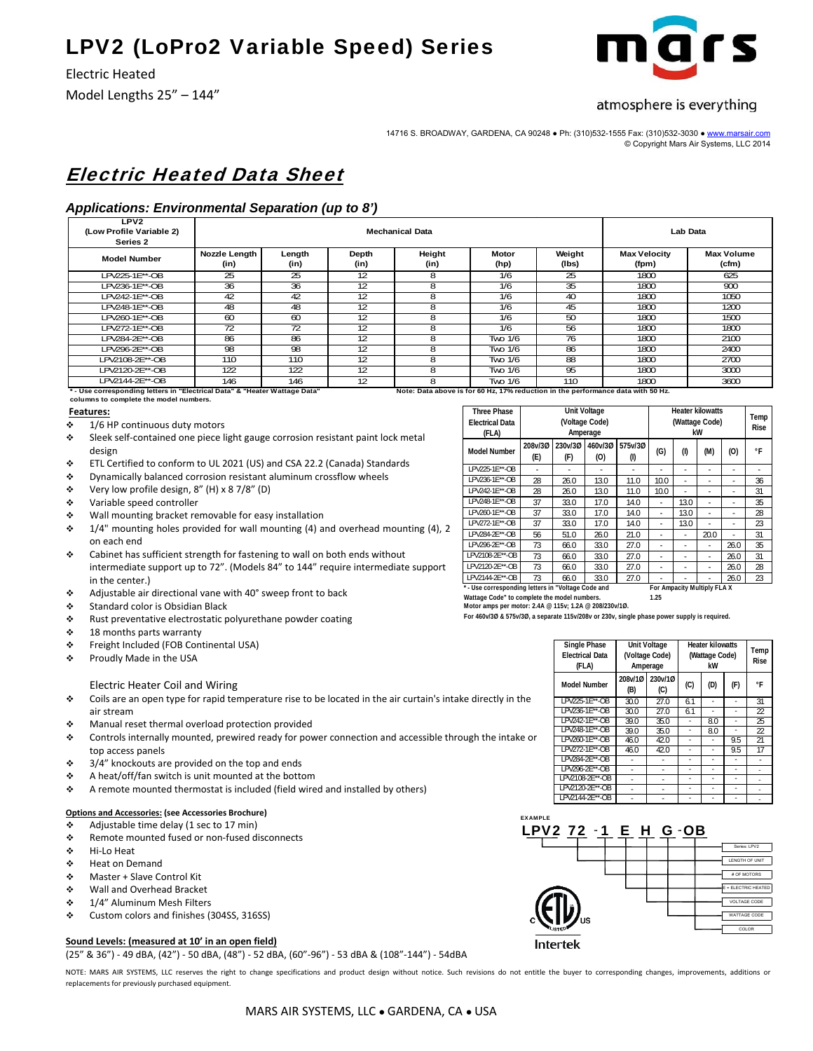# LPV2 (LoPro2 Variable Speed) Series

Electric Heated

Model Lengths 25" – 144"

atmosphere is everything

14716 S. BROADWAY, GARDENA, CA 90248 ● Ph: (310)532-1555 Fax: (310)532-3030 ● www.marsair.com
© Copyright Mars Air Systems, LLC 2014

## *Electric Heated Data Sheet*

### *Applications: Environmental Separation (up to 8')*

| LPV2 (Low Profile Variable 2) Series 2 | Mechanical Data | | | | | | Lab Data | |
|---|---|---|---|---|---|---|---|---|
| Model Number | Nozzle Length (in) | Length (in) | Depth (in) | Height (in) | Motor (hp) | Weight (lbs) | Max Velocity (fpm) | Max Volume (cfm) |
| LPV225-1E**-OB | 25 | 25 | 12 | 8 | 1/6 | 25 | 1800 | 625 |
| LPV236-1E**-OB | 36 | 36 | 12 | 8 | 1/6 | 35 | 1800 | 900 |
| LPV242-1E**-OB | 42 | 42 | 12 | 8 | 1/6 | 40 | 1800 | 1050 |
| LPV248-1E**-OB | 48 | 48 | 12 | 8 | 1/6 | 45 | 1800 | 1200 |
| LPV260-1E**-OB | 60 | 60 | 12 | 8 | 1/6 | 50 | 1800 | 1500 |
| LPV272-1E**-OB | 72 | 72 | 12 | 8 | 1/6 | 56 | 1800 | 1800 |
| LPV284-2E**-OB | 86 | 86 | 12 | 8 | Two 1/6 | 76 | 1800 | 2100 |
| LPV296-2E**-OB | 98 | 98 | 12 | 8 | Two 1/6 | 86 | 1800 | 2400 |
| LPV2108-2E**-OB | 110 | 110 | 12 | 8 | Two 1/6 | 88 | 1800 | 2700 |
| LPV2120-2E**-OB | 122 | 122 | 12 | 8 | Two 1/6 | 95 | 1800 | 3000 |
| LPV2144-2E**-OB | 146 | 146 | 12 | 8 | Two 1/6 | 110 | 1800 | 3600 |

* - Use corresponding letters in "Electrical Data" & "Heater Wattage Data" columns to complete the model numbers.

Note: Data above is for 60 Hz, 17% reduction in the performance data with 50 Hz.

**Features:**

- 1/6 HP continuous duty motors
- Sleek self-contained one piece light gauge corrosion resistant paint lock metal design
- ETL Certified to conform to UL 2021 (US) and CSA 22.2 (Canada) Standards
- Dynamically balanced corrosion resistant aluminum crossflow wheels
- Very low profile design, 8" (H) x 8 7/8" (D)
- Variable speed controller
- Wall mounting bracket removable for easy installation
- 1/4" mounting holes provided for wall mounting (4) and overhead mounting (4), 2 on each end
- Cabinet has sufficient strength for fastening to wall on both ends without intermediate support up to 72". (Models 84" to 144" require intermediate support in the center.)
- Adjustable air directional vane with 40° sweep front to back
- Standard color is Obsidian Black
- Rust preventative electrostatic polyurethane powder coating
- 18 months parts warranty
- Freight Included (FOB Continental USA)
- Proudly Made in the USA

Electric Heater Coil and Wiring

- Coils are an open type for rapid temperature rise to be located in the air curtain's intake directly in the air stream
- Manual reset thermal overload protection provided
- Controls internally mounted, prewired ready for power connection and accessible through the intake or top access panels
- 3/4" knockouts are provided on the top and ends
- A heat/off/fan switch is unit mounted at the bottom
- A remote mounted thermostat is included (field wired and installed by others)

| Three Phase Electrical Data (FLA) | Unit Voltage (Voltage Code) Amperage | | | | Heater kilowatts (Wattage Code) kW | | | | Temp Rise |
|---|---|---|---|---|---|---|---|---|---|
| Model Number | 208v/3Ø (E) | 230v/3Ø (F) | 460v/3Ø (O) | 575v/3Ø (I) | (G) | (I) | (M) | (O) | °F |
| LPV225-1E**-OB | - | - | - | - | - | - | - | - | - |
| LPV236-1E**-OB | 28 | 26.0 | 13.0 | 11.0 | 10.0 | - | - | - | 36 |
| LPV242-1E**-OB | 28 | 26.0 | 13.0 | 11.0 | 10.0 | - | - | - | 31 |
| LPV248-1E**-OB | 37 | 33.0 | 17.0 | 14.0 | - | 13.0 | - | - | 35 |
| LPV260-1E**-OB | 37 | 33.0 | 17.0 | 14.0 | - | 13.0 | - | - | 28 |
| LPV272-1E**-OB | 37 | 33.0 | 17.0 | 14.0 | - | 13.0 | - | - | 23 |
| LPV284-2E**-OB | 56 | 51.0 | 26.0 | 21.0 | - | - | 20.0 | - | 31 |
| LPV296-2E**-OB | 73 | 66.0 | 33.0 | 27.0 | - | - | - | 26.0 | 35 |
| LPV2108-2E**-OB | 73 | 66.0 | 33.0 | 27.0 | - | - | - | 26.0 | 31 |
| LPV2120-2E**-OB | 73 | 66.0 | 33.0 | 27.0 | - | - | - | 26.0 | 28 |
| LPV2144-2E**-OB | 73 | 66.0 | 33.0 | 27.0 | - | - | - | 26.0 | 23 |

* - Use corresponding letters in "Voltage Code and Wattage Code" to complete the model numbers.

For Ampacity Multiply FLA X 1.25

Motor amps per motor: 2.4A @ 115v; 1.2A @ 208/230v/1Ø.

For 460v/3Ø & 575v/3Ø, a separate 115v/208v or 230v, single phase power supply is required.

| Single Phase Electrical Data (FLA) | Unit Voltage (Voltage Code) Amperage | | Heater kilowatts (Wattage Code) kW | | | Temp Rise |
|---|---|---|---|---|---|---|
| Model Number | 208v/1Ø (B) | 230v/1Ø (C) | (C) | (D) | (F) | °F |
| LPV225-1E**-OB | 30.0 | 27.0 | 6.1 | - | - | 31 |
| LPV236-1E**-OB | 30.0 | 27.0 | 6.1 | - | - | 22 |
| LPV242-1E**-OB | 39.0 | 35.0 | - | 8.0 | - | 25 |
| LPV248-1E**-OB | 39.0 | 35.0 | - | 8.0 | - | 22 |
| LPV260-1E**-OB | 46.0 | 42.0 | - | - | 9.5 | 21 |
| LPV272-1E**-OB | 46.0 | 42.0 | - | - | 9.5 | 17 |
| LPV284-2E**-OB | - | - | - | - | - | - |
| LPV296-2E**-OB | - | - | - | - | - | - |
| LPV2108-2E**-OB | - | - | - | - | - | - |
| LPV2120-2E**-OB | - | - | - | - | - | - |
| LPV2144-2E**-OB | - | - | - | - | - | - |

**Options and Accessories: (see Accessories Brochure)**

- Adjustable time delay (1 sec to 17 min)
- Remote mounted fused or non-fused disconnects
- Hi-Lo Heat
- Heat on Demand
- Master + Slave Control Kit
- Wall and Overhead Bracket
- 1/4" Aluminum Mesh Filters
- Custom colors and finishes (304SS, 316SS)

EXAMPLE

**LPV2 72 -1 E H G -OB**

Series: LPV2
LENGTH OF UNIT
# OF MOTORS
E = ELECTRIC HEATED
VOLTAGE CODE
WATTAGE CODE
COLOR

Intertek

**Sound Levels: (measured at 10' in an open field)**

(25" & 36") - 49 dBA, (42") - 50 dBA, (48") - 52 dBA, (60"-96") - 53 dBA & (108"-144") - 54dBA

NOTE: MARS AIR SYSTEMS, LLC reserves the right to change specifications and product design without notice. Such revisions do not entitle the buyer to corresponding changes, improvements, additions or replacements for previously purchased equipment.

MARS AIR SYSTEMS, LLC ● GARDENA, CA ● USA